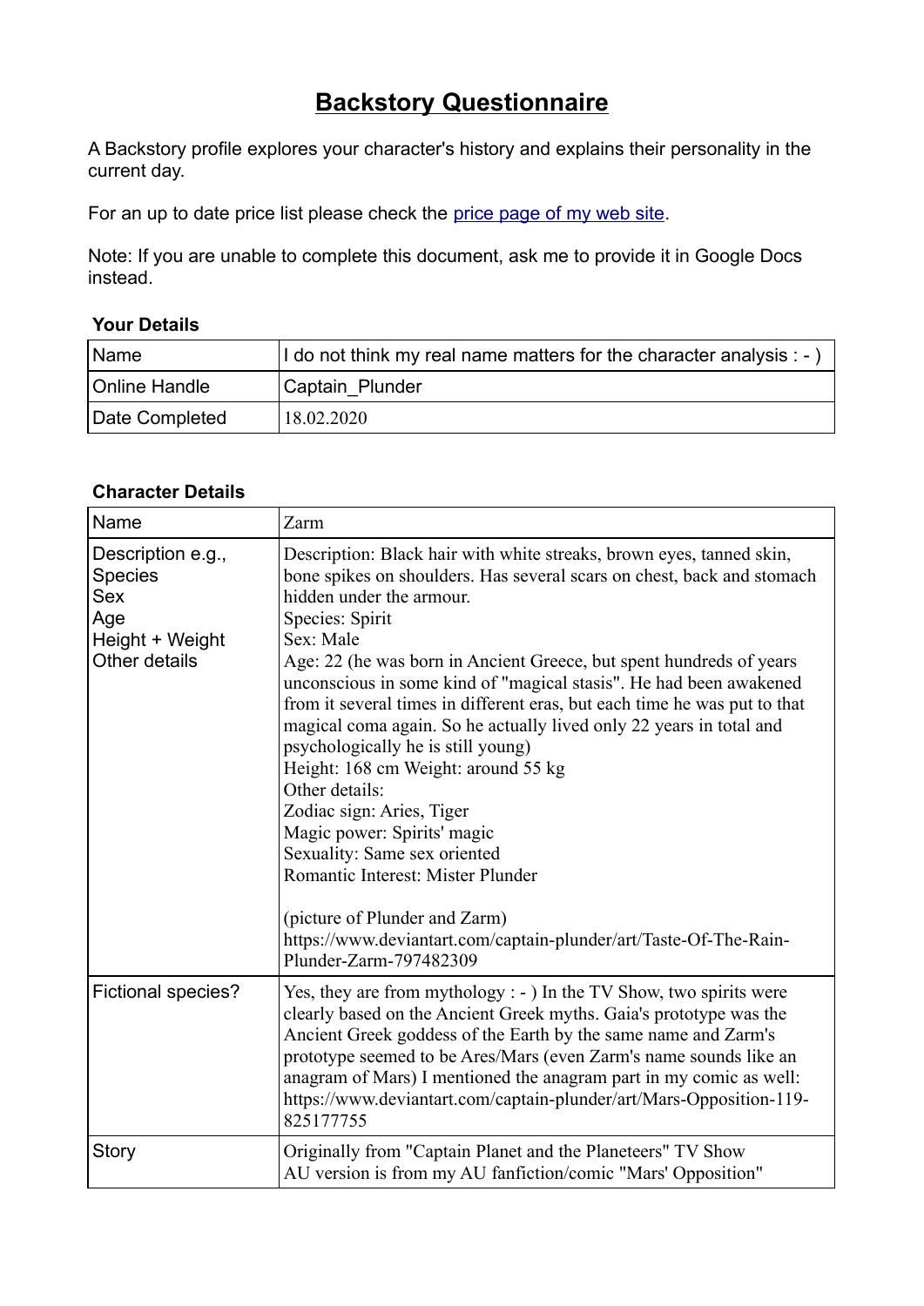# **Backstory Questionnaire**

A Backstory profile explores your character's history and explains their personality in the current day.

For an up to date price list please check the [price page of my web site](#).

Note: If you are unable to complete this document, ask me to provide it in Google Docs instead.

**Your Details**

| Name | I do not think my real name matters for the character analysis : - ) |
|---|---|
| Online Handle | Captain_Plunder |
| Date Completed | 18.02.2020 |

**Character Details**

| Name | Zarm |
|---|---|
| Description e.g., Species Sex Age Height + Weight Other details | Description: Black hair with white streaks, brown eyes, tanned skin, bone spikes on shoulders. Has several scars on chest, back and stomach hidden under the armour.<br>Species: Spirit<br>Sex: Male<br>Age: 22 (he was born in Ancient Greece, but spent hundreds of years unconscious in some kind of "magical stasis". He had been awakened from it several times in different eras, but each time he was put to that magical coma again. So he actually lived only 22 years in total and psychologically he is still young)<br>Height: 168 cm Weight: around 55 kg<br>Other details:<br>Zodiac sign: Aries, Tiger<br>Magic power: Spirits' magic<br>Sexuality: Same sex oriented<br>Romantic Interest: Mister Plunder<br><br>(picture of Plunder and Zarm)<br>https://www.deviantart.com/captain-plunder/art/Taste-Of-The-Rain-Plunder-Zarm-797482309 |
| Fictional species? | Yes, they are from mythology : - ) In the TV Show, two spirits were clearly based on the Ancient Greek myths. Gaia's prototype was the Ancient Greek goddess of the Earth by the same name and Zarm's prototype seemed to be Ares/Mars (even Zarm's name sounds like an anagram of Mars) I mentioned the anagram part in my comic as well: https://www.deviantart.com/captain-plunder/art/Mars-Opposition-119-825177755 |
| Story | Originally from "Captain Planet and the Planeteers" TV Show<br>AU version is from my AU fanfiction/comic "Mars' Opposition" |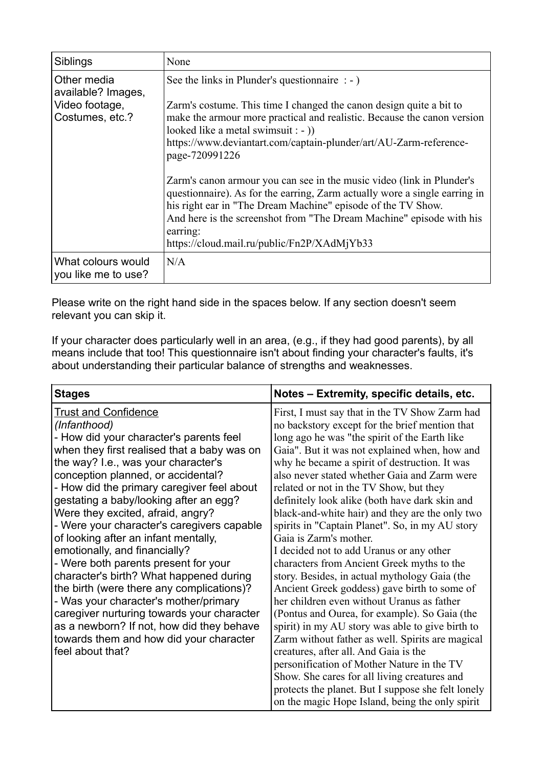| | |
|---|---|
| Siblings | None |
| Other media available? Images, Video footage, Costumes, etc.? | See the links in Plunder's questionnaire : - )<br><br>Zarm's costume. This time I changed the canon design quite a bit to make the armour more practical and realistic. Because the canon version looked like a metal swimsuit : - ))<br>https://www.deviantart.com/captain-plunder/art/AU-Zarm-reference-page-720991226<br><br>Zarm's canon armour you can see in the music video (link in Plunder's questionnaire). As for the earring, Zarm actually wore a single earring in his right ear in "The Dream Machine" episode of the TV Show.<br>And here is the screenshot from "The Dream Machine" episode with his earring:<br>https://cloud.mail.ru/public/Fn2P/XAdMjYb33 |
| What colours would you like me to use? | N/A |

Please write on the right hand side in the spaces below. If any section doesn't seem relevant you can skip it.

If your character does particularly well in an area, (e.g., if they had good parents), by all means include that too! This questionnaire isn't about finding your character's faults, it's about understanding their particular balance of strengths and weaknesses.

| Stages | Notes – Extremity, specific details, etc. |
|---|---|
| Trust and Confidence<br>*(Infanthood)*<br>- How did your character's parents feel when they first realised that a baby was on the way? I.e., was your character's conception planned, or accidental?<br>- How did the primary caregiver feel about gestating a baby/looking after an egg? Were they excited, afraid, angry?<br>- Were your character's caregivers capable of looking after an infant mentally, emotionally, and financially?<br>- Were both parents present for your character's birth? What happened during the birth (were there any complications)?<br>- Was your character's mother/primary caregiver nurturing towards your character as a newborn? If not, how did they behave towards them and how did your character feel about that? | First, I must say that in the TV Show Zarm had no backstory except for the brief mention that long ago he was "the spirit of the Earth like Gaia". But it was not explained when, how and why he became a spirit of destruction. It was also never stated whether Gaia and Zarm were related or not in the TV Show, but they definitely look alike (both have dark skin and black-and-white hair) and they are the only two spirits in "Captain Planet". So, in my AU story Gaia is Zarm's mother.<br>I decided not to add Uranus or any other characters from Ancient Greek myths to the story. Besides, in actual mythology Gaia (the Ancient Greek goddess) gave birth to some of her children even without Uranus as father (Pontus and Ourea, for example). So Gaia (the spirit) in my AU story was able to give birth to Zarm without father as well. Spirits are magical creatures, after all. And Gaia is the personification of Mother Nature in the TV Show. She cares for all living creatures and protects the planet. But I suppose she felt lonely on the magic Hope Island, being the only spirit |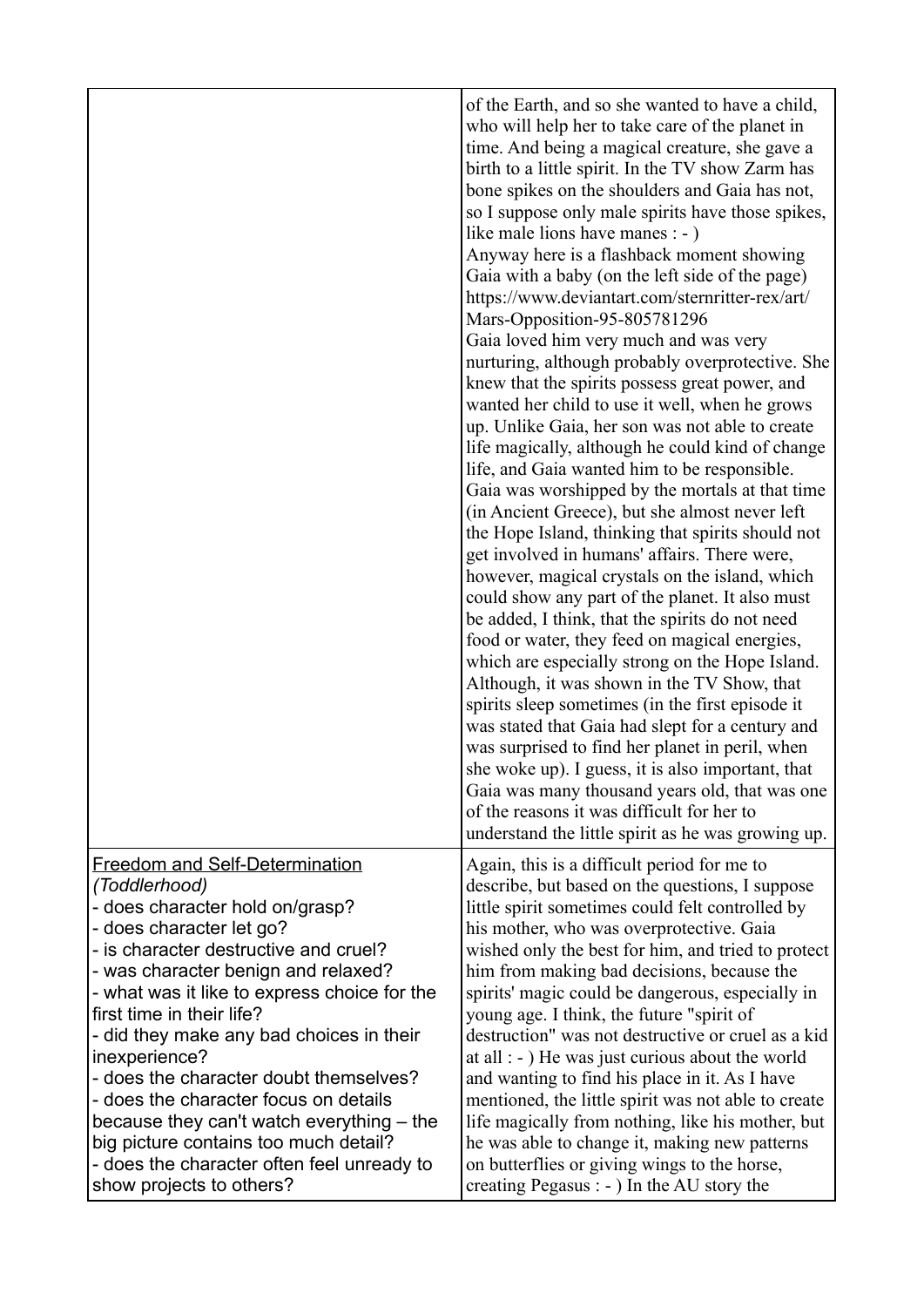| | |
|---|---|
| | of the Earth, and so she wanted to have a child, who will help her to take care of the planet in time. And being a magical creature, she gave a birth to a little spirit. In the TV show Zarm has bone spikes on the shoulders and Gaia has not, so I suppose only male spirits have those spikes, like male lions have manes : - ) Anyway here is a flashback moment showing Gaia with a baby (on the left side of the page) https://www.deviantart.com/sternritter-rex/art/Mars-Opposition-95-805781296 Gaia loved him very much and was very nurturing, although probably overprotective. She knew that the spirits possess great power, and wanted her child to use it well, when he grows up. Unlike Gaia, her son was not able to create life magically, although he could kind of change life, and Gaia wanted him to be responsible. Gaia was worshipped by the mortals at that time (in Ancient Greece), but she almost never left the Hope Island, thinking that spirits should not get involved in humans' affairs. There were, however, magical crystals on the island, which could show any part of the planet. It also must be added, I think, that the spirits do not need food or water, they feed on magical energies, which are especially strong on the Hope Island. Although, it was shown in the TV Show, that spirits sleep sometimes (in the first episode it was stated that Gaia had slept for a century and was surprised to find her planet in peril, when she woke up). I guess, it is also important, that Gaia was many thousand years old, that was one of the reasons it was difficult for her to understand the little spirit as he was growing up. |
| <u>Freedom and Self-Determination</u><br>*(Toddlerhood)*<br>- does character hold on/grasp?<br>- does character let go?<br>- is character destructive and cruel?<br>- was character benign and relaxed?<br>- what was it like to express choice for the first time in their life?<br>- did they make any bad choices in their inexperience?<br>- does the character doubt themselves?<br>- does the character focus on details because they can't watch everything – the big picture contains too much detail?<br>- does the character often feel unready to show projects to others? | Again, this is a difficult period for me to describe, but based on the questions, I suppose little spirit sometimes could felt controlled by his mother, who was overprotective. Gaia wished only the best for him, and tried to protect him from making bad decisions, because the spirits' magic could be dangerous, especially in young age. I think, the future "spirit of destruction" was not destructive or cruel as a kid at all : - ) He was just curious about the world and wanting to find his place in it. As I have mentioned, the little spirit was not able to create life magically from nothing, like his mother, but he was able to change it, making new patterns on butterflies or giving wings to the horse, creating Pegasus : - ) In the AU story the |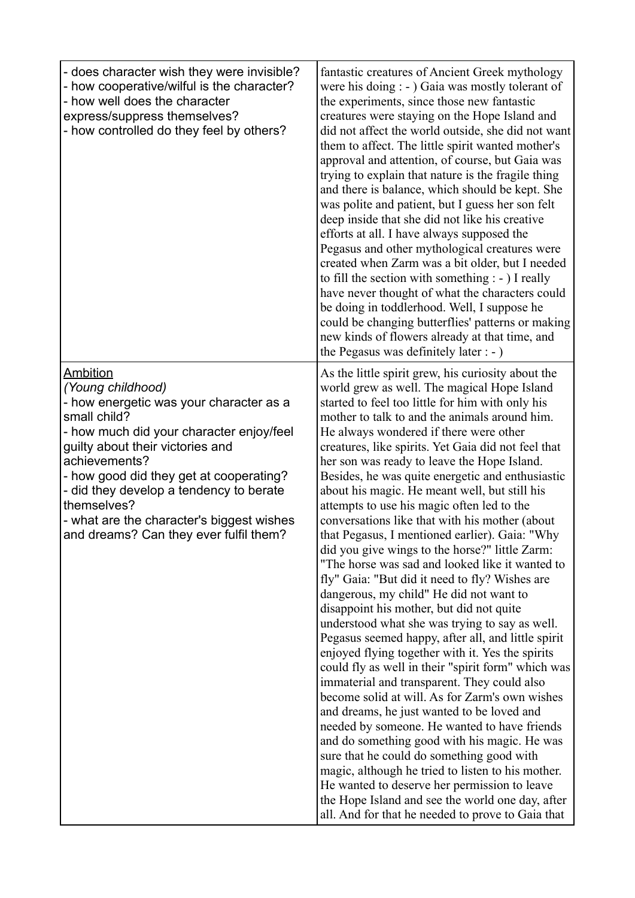| | |
|---|---|
| - does character wish they were invisible?<br>- how cooperative/wilful is the character?<br>- how well does the character express/suppress themselves?<br>- how controlled do they feel by others? | fantastic creatures of Ancient Greek mythology were his doing : - ) Gaia was mostly tolerant of the experiments, since those new fantastic creatures were staying on the Hope Island and did not affect the world outside, she did not want them to affect. The little spirit wanted mother's approval and attention, of course, but Gaia was trying to explain that nature is the fragile thing and there is balance, which should be kept. She was polite and patient, but I guess her son felt deep inside that she did not like his creative efforts at all. I have always supposed the Pegasus and other mythological creatures were created when Zarm was a bit older, but I needed to fill the section with something : - ) I really have never thought of what the characters could be doing in toddlerhood. Well, I suppose he could be changing butterflies' patterns or making new kinds of flowers already at that time, and the Pegasus was definitely later : - ) |
| <u>Ambition</u><br>*(Young childhood)*<br>- how energetic was your character as a small child?<br>- how much did your character enjoy/feel guilty about their victories and achievements?<br>- how good did they get at cooperating?<br>- did they develop a tendency to berate themselves?<br>- what are the character's biggest wishes and dreams? Can they ever fulfil them? | As the little spirit grew, his curiosity about the world grew as well. The magical Hope Island started to feel too little for him with only his mother to talk to and the animals around him. He always wondered if there were other creatures, like spirits. Yet Gaia did not feel that her son was ready to leave the Hope Island. Besides, he was quite energetic and enthusiastic about his magic. He meant well, but still his attempts to use his magic often led to the conversations like that with his mother (about that Pegasus, I mentioned earlier). Gaia: "Why did you give wings to the horse?" little Zarm: "The horse was sad and looked like it wanted to fly" Gaia: "But did it need to fly? Wishes are dangerous, my child" He did not want to disappoint his mother, but did not quite understood what she was trying to say as well. Pegasus seemed happy, after all, and little spirit enjoyed flying together with it. Yes the spirits could fly as well in their "spirit form" which was immaterial and transparent. They could also become solid at will. As for Zarm's own wishes and dreams, he just wanted to be loved and needed by someone. He wanted to have friends and do something good with his magic. He was sure that he could do something good with magic, although he tried to listen to his mother. He wanted to deserve her permission to leave the Hope Island and see the world one day, after all. And for that he needed to prove to Gaia that |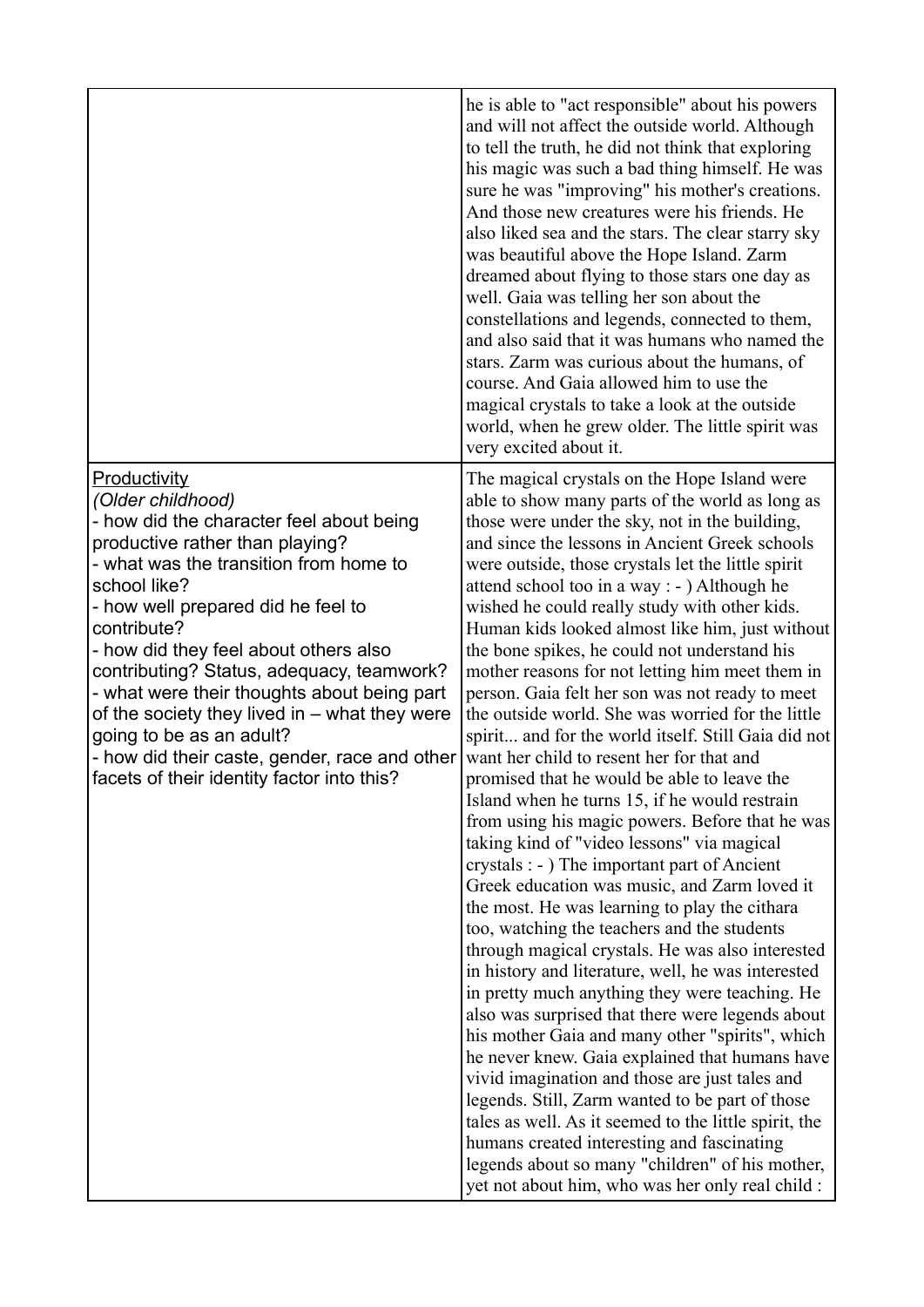| | |
|---|---|
| | he is able to "act responsible" about his powers and will not affect the outside world. Although to tell the truth, he did not think that exploring his magic was such a bad thing himself. He was sure he was "improving" his mother's creations. And those new creatures were his friends. He also liked sea and the stars. The clear starry sky was beautiful above the Hope Island. Zarm dreamed about flying to those stars one day as well. Gaia was telling her son about the constellations and legends, connected to them, and also said that it was humans who named the stars. Zarm was curious about the humans, of course. And Gaia allowed him to use the magical crystals to take a look at the outside world, when he grew older. The little spirit was very excited about it. |
| <u>Productivity</u><br>*(Older childhood)*<br>- how did the character feel about being productive rather than playing?<br>- what was the transition from home to school like?<br>- how well prepared did he feel to contribute?<br>- how did they feel about others also contributing? Status, adequacy, teamwork?<br>- what were their thoughts about being part of the society they lived in – what they were going to be as an adult?<br>- how did their caste, gender, race and other facets of their identity factor into this? | The magical crystals on the Hope Island were able to show many parts of the world as long as those were under the sky, not in the building, and since the lessons in Ancient Greek schools were outside, those crystals let the little spirit attend school too in a way : - ) Although he wished he could really study with other kids. Human kids looked almost like him, just without the bone spikes, he could not understand his mother reasons for not letting him meet them in person. Gaia felt her son was not ready to meet the outside world. She was worried for the little spirit... and for the world itself. Still Gaia did not want her child to resent her for that and promised that he would be able to leave the Island when he turns 15, if he would restrain from using his magic powers. Before that he was taking kind of "video lessons" via magical crystals : - ) The important part of Ancient Greek education was music, and Zarm loved it the most. He was learning to play the cithara too, watching the teachers and the students through magical crystals. He was also interested in history and literature, well, he was interested in pretty much anything they were teaching. He also was surprised that there were legends about his mother Gaia and many other "spirits", which he never knew. Gaia explained that humans have vivid imagination and those are just tales and legends. Still, Zarm wanted to be part of those tales as well. As it seemed to the little spirit, the humans created interesting and fascinating legends about so many "children" of his mother, yet not about him, who was her only real child : |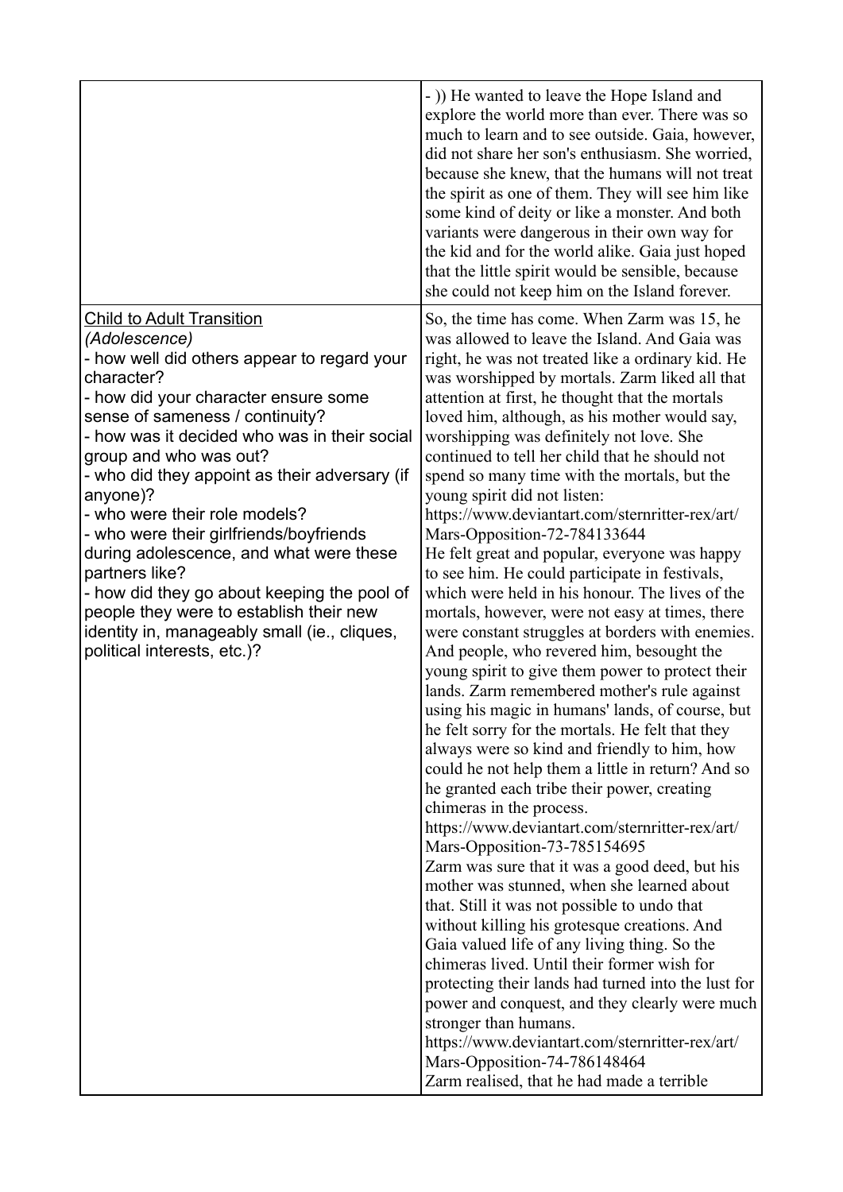| | |
|---|---|
| | - )) He wanted to leave the Hope Island and explore the world more than ever. There was so much to learn and to see outside. Gaia, however, did not share her son's enthusiasm. She worried, because she knew, that the humans will not treat the spirit as one of them. They will see him like some kind of deity or like a monster. And both variants were dangerous in their own way for the kid and for the world alike. Gaia just hoped that the little spirit would be sensible, because she could not keep him on the Island forever. |
| <u>Child to Adult Transition</u><br>*(Adolescence)*<br>- how well did others appear to regard your character?<br>- how did your character ensure some sense of sameness / continuity?<br>- how was it decided who was in their social group and who was out?<br>- who did they appoint as their adversary (if anyone)?<br>- who were their role models?<br>- who were their girlfriends/boyfriends during adolescence, and what were these partners like?<br>- how did they go about keeping the pool of people they were to establish their new identity in, manageably small (ie., cliques, political interests, etc.)? | So, the time has come. When Zarm was 15, he was allowed to leave the Island. And Gaia was right, he was not treated like a ordinary kid. He was worshipped by mortals. Zarm liked all that attention at first, he thought that the mortals loved him, although, as his mother would say, worshipping was definitely not love. She continued to tell her child that he should not spend so many time with the mortals, but the young spirit did not listen:<br>https://www.deviantart.com/sternritter-rex/art/Mars-Opposition-72-784133644<br>He felt great and popular, everyone was happy to see him. He could participate in festivals, which were held in his honour. The lives of the mortals, however, were not easy at times, there were constant struggles at borders with enemies. And people, who revered him, besought the young spirit to give them power to protect their lands. Zarm remembered mother's rule against using his magic in humans' lands, of course, but he felt sorry for the mortals. He felt that they always were so kind and friendly to him, how could he not help them a little in return? And so he granted each tribe their power, creating chimeras in the process.<br>https://www.deviantart.com/sternritter-rex/art/Mars-Opposition-73-785154695<br>Zarm was sure that it was a good deed, but his mother was stunned, when she learned about that. Still it was not possible to undo that without killing his grotesque creations. And Gaia valued life of any living thing. So the chimeras lived. Until their former wish for protecting their lands had turned into the lust for power and conquest, and they clearly were much stronger than humans.<br>https://www.deviantart.com/sternritter-rex/art/Mars-Opposition-74-786148464<br>Zarm realised, that he had made a terrible |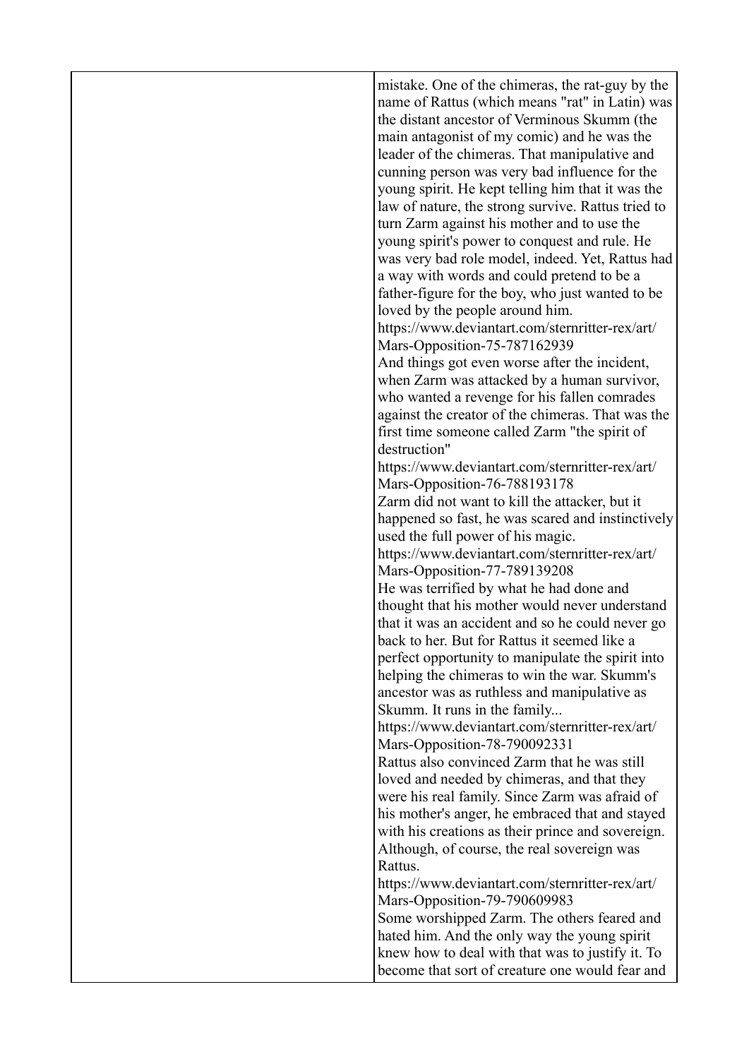mistake. One of the chimeras, the rat-guy by the name of Rattus (which means "rat" in Latin) was the distant ancestor of Verminous Skumm (the main antagonist of my comic) and he was the leader of the chimeras. That manipulative and cunning person was very bad influence for the young spirit. He kept telling him that it was the law of nature, the strong survive. Rattus tried to turn Zarm against his mother and to use the young spirit's power to conquest and rule. He was very bad role model, indeed. Yet, Rattus had a way with words and could pretend to be a father-figure for the boy, who just wanted to be loved by the people around him.
https://www.deviantart.com/sternritter-rex/art/Mars-Opposition-75-787162939
And things got even worse after the incident, when Zarm was attacked by a human survivor, who wanted a revenge for his fallen comrades against the creator of the chimeras. That was the first time someone called Zarm "the spirit of destruction"
https://www.deviantart.com/sternritter-rex/art/Mars-Opposition-76-788193178
Zarm did not want to kill the attacker, but it happened so fast, he was scared and instinctively used the full power of his magic.
https://www.deviantart.com/sternritter-rex/art/Mars-Opposition-77-789139208
He was terrified by what he had done and thought that his mother would never understand that it was an accident and so he could never go back to her. But for Rattus it seemed like a perfect opportunity to manipulate the spirit into helping the chimeras to win the war. Skumm's ancestor was as ruthless and manipulative as Skumm. It runs in the family...
https://www.deviantart.com/sternritter-rex/art/Mars-Opposition-78-790092331
Rattus also convinced Zarm that he was still loved and needed by chimeras, and that they were his real family. Since Zarm was afraid of his mother's anger, he embraced that and stayed with his creations as their prince and sovereign. Although, of course, the real sovereign was Rattus.
https://www.deviantart.com/sternritter-rex/art/Mars-Opposition-79-790609983
Some worshipped Zarm. The others feared and hated him. And the only way the young spirit knew how to deal with that was to justify it. To become that sort of creature one would fear and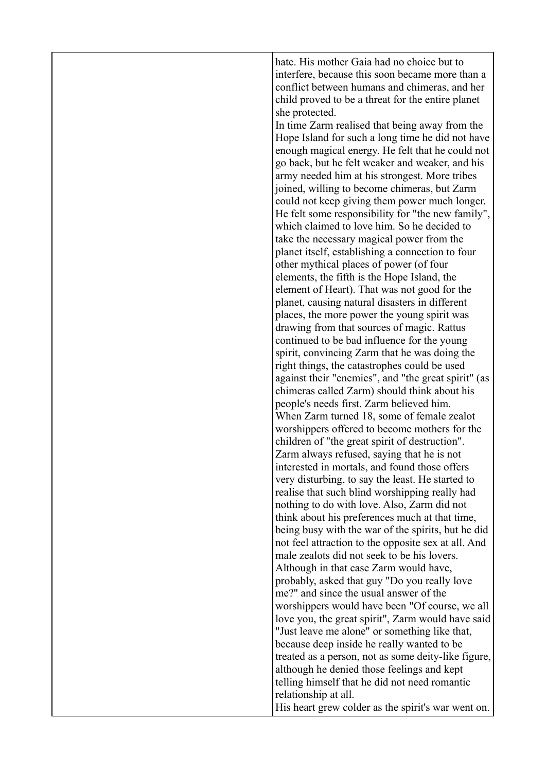hate. His mother Gaia had no choice but to interfere, because this soon became more than a conflict between humans and chimeras, and her child proved to be a threat for the entire planet she protected.

In time Zarm realised that being away from the Hope Island for such a long time he did not have enough magical energy. He felt that he could not go back, but he felt weaker and weaker, and his army needed him at his strongest. More tribes joined, willing to become chimeras, but Zarm could not keep giving them power much longer. He felt some responsibility for "the new family", which claimed to love him. So he decided to take the necessary magical power from the planet itself, establishing a connection to four other mythical places of power (of four elements, the fifth is the Hope Island, the element of Heart). That was not good for the planet, causing natural disasters in different places, the more power the young spirit was drawing from that sources of magic. Rattus continued to be bad influence for the young spirit, convincing Zarm that he was doing the right things, the catastrophes could be used against their "enemies", and "the great spirit" (as chimeras called Zarm) should think about his people's needs first. Zarm believed him.

When Zarm turned 18, some of female zealot worshippers offered to become mothers for the children of "the great spirit of destruction". Zarm always refused, saying that he is not interested in mortals, and found those offers very disturbing, to say the least. He started to realise that such blind worshipping really had nothing to do with love. Also, Zarm did not think about his preferences much at that time, being busy with the war of the spirits, but he did not feel attraction to the opposite sex at all. And male zealots did not seek to be his lovers. Although in that case Zarm would have, probably, asked that guy "Do you really love me?" and since the usual answer of the worshippers would have been "Of course, we all love you, the great spirit", Zarm would have said "Just leave me alone" or something like that, because deep inside he really wanted to be treated as a person, not as some deity-like figure, although he denied those feelings and kept telling himself that he did not need romantic relationship at all.

His heart grew colder as the spirit's war went on.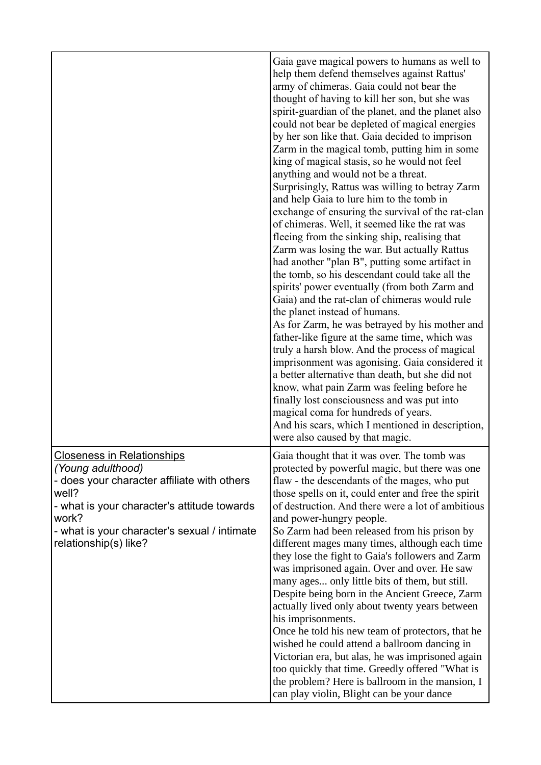| | |
|---|---|
| | Gaia gave magical powers to humans as well to help them defend themselves against Rattus' army of chimeras. Gaia could not bear the thought of having to kill her son, but she was spirit-guardian of the planet, and the planet also could not bear be depleted of magical energies by her son like that. Gaia decided to imprison Zarm in the magical tomb, putting him in some king of magical stasis, so he would not feel anything and would not be a threat.<br>Surprisingly, Rattus was willing to betray Zarm and help Gaia to lure him to the tomb in exchange of ensuring the survival of the rat-clan of chimeras. Well, it seemed like the rat was fleeing from the sinking ship, realising that Zarm was losing the war. But actually Rattus had another "plan B", putting some artifact in the tomb, so his descendant could take all the spirits' power eventually (from both Zarm and Gaia) and the rat-clan of chimeras would rule the planet instead of humans.<br>As for Zarm, he was betrayed by his mother and father-like figure at the same time, which was truly a harsh blow. And the process of magical imprisonment was agonising. Gaia considered it a better alternative than death, but she did not know, what pain Zarm was feeling before he finally lost consciousness and was put into magical coma for hundreds of years.<br>And his scars, which I mentioned in description, were also caused by that magic. |
| <u>Closeness in Relationships</u><br>*(Young adulthood)*<br>- does your character affiliate with others well?<br>- what is your character's attitude towards work?<br>- what is your character's sexual / intimate relationship(s) like? | Gaia thought that it was over. The tomb was protected by powerful magic, but there was one flaw - the descendants of the mages, who put those spells on it, could enter and free the spirit of destruction. And there were a lot of ambitious and power-hungry people.<br>So Zarm had been released from his prison by different mages many times, although each time they lose the fight to Gaia's followers and Zarm was imprisoned again. Over and over. He saw many ages... only little bits of them, but still. Despite being born in the Ancient Greece, Zarm actually lived only about twenty years between his imprisonments.<br>Once he told his new team of protectors, that he wished he could attend a ballroom dancing in Victorian era, but alas, he was imprisoned again too quickly that time. Greedly offered "What is the problem? Here is ballroom in the mansion, I can play violin, Blight can be your dance |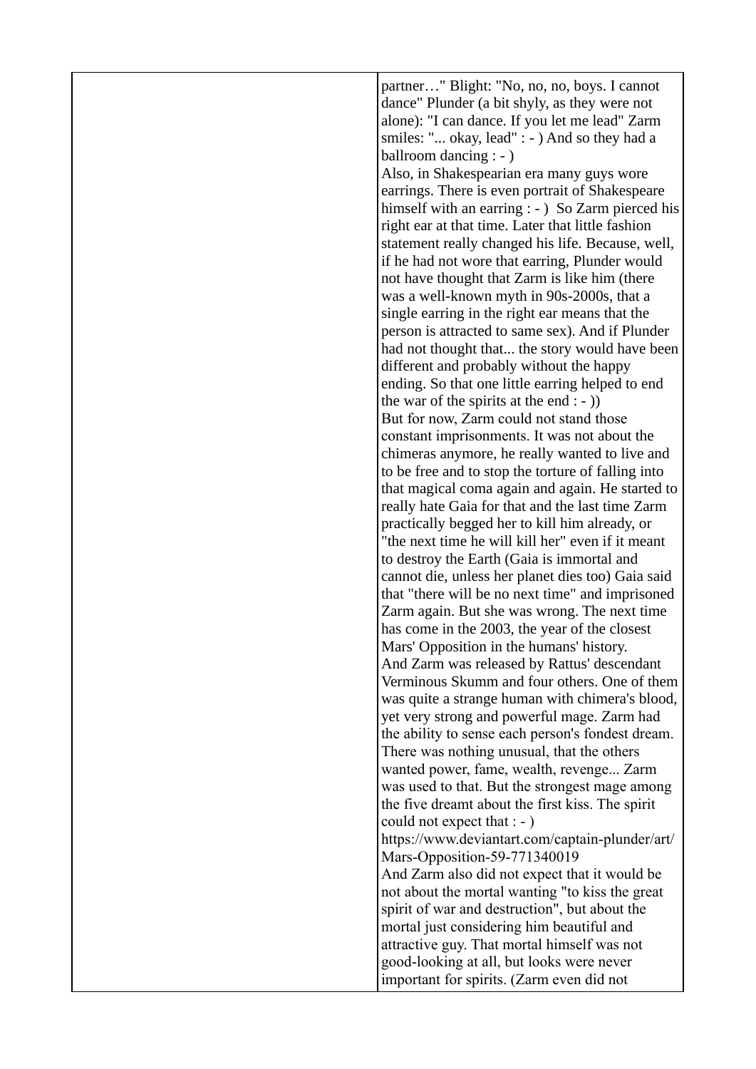partner…" Blight: "No, no, no, boys. I cannot dance" Plunder (a bit shyly, as they were not alone): "I can dance. If you let me lead" Zarm smiles: "... okay, lead" : - ) And so they had a ballroom dancing : - )

Also, in Shakespearian era many guys wore earrings. There is even portrait of Shakespeare himself with an earring : - )  So Zarm pierced his right ear at that time. Later that little fashion statement really changed his life. Because, well, if he had not wore that earring, Plunder would not have thought that Zarm is like him (there was a well-known myth in 90s-2000s, that a single earring in the right ear means that the person is attracted to same sex). And if Plunder had not thought that... the story would have been different and probably without the happy ending. So that one little earring helped to end the war of the spirits at the end : - ))

But for now, Zarm could not stand those constant imprisonments. It was not about the chimeras anymore, he really wanted to live and to be free and to stop the torture of falling into that magical coma again and again. He started to really hate Gaia for that and the last time Zarm practically begged her to kill him already, or "the next time he will kill her" even if it meant to destroy the Earth (Gaia is immortal and cannot die, unless her planet dies too) Gaia said that "there will be no next time" and imprisoned Zarm again. But she was wrong. The next time has come in the 2003, the year of the closest Mars' Opposition in the humans' history.

And Zarm was released by Rattus' descendant Verminous Skumm and four others. One of them was quite a strange human with chimera's blood, yet very strong and powerful mage. Zarm had the ability to sense each person's fondest dream. There was nothing unusual, that the others wanted power, fame, wealth, revenge... Zarm was used to that. But the strongest mage among the five dreamt about the first kiss. The spirit could not expect that : - )

https://www.deviantart.com/captain-plunder/art/Mars-Opposition-59-771340019

And Zarm also did not expect that it would be not about the mortal wanting "to kiss the great spirit of war and destruction", but about the mortal just considering him beautiful and attractive guy. That mortal himself was not good-looking at all, but looks were never important for spirits. (Zarm even did not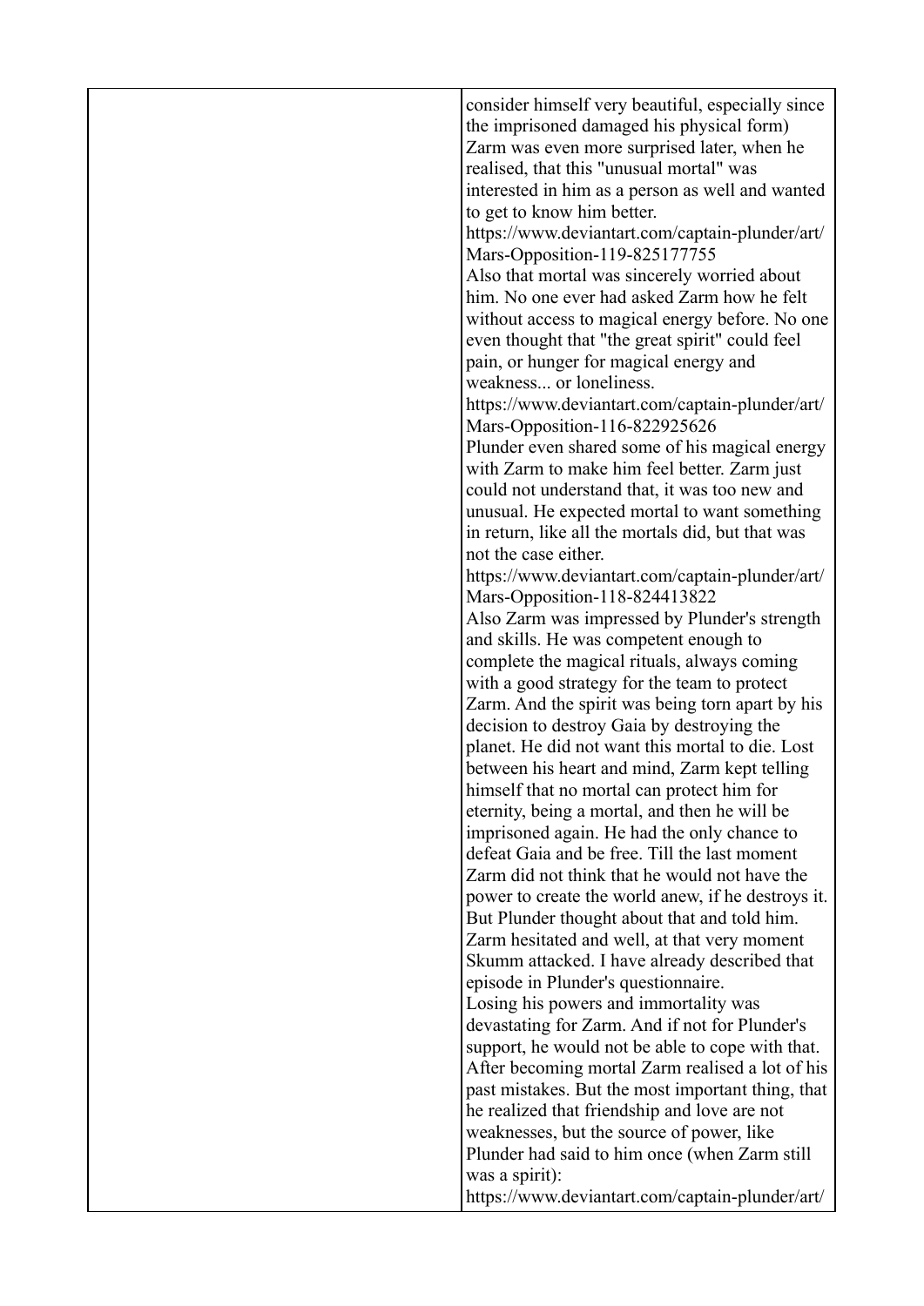| | consider himself very beautiful, especially since the imprisoned damaged his physical form)<br>Zarm was even more surprised later, when he realised, that this "unusual mortal" was interested in him as a person as well and wanted to get to know him better.<br>https://www.deviantart.com/captain-plunder/art/Mars-Opposition-119-825177755<br>Also that mortal was sincerely worried about him. No one ever had asked Zarm how he felt without access to magical energy before. No one even thought that "the great spirit" could feel pain, or hunger for magical energy and weakness... or loneliness.<br>https://www.deviantart.com/captain-plunder/art/Mars-Opposition-116-822925626<br>Plunder even shared some of his magical energy with Zarm to make him feel better. Zarm just could not understand that, it was too new and unusual. He expected mortal to want something in return, like all the mortals did, but that was not the case either.<br>https://www.deviantart.com/captain-plunder/art/Mars-Opposition-118-824413822<br>Also Zarm was impressed by Plunder's strength and skills. He was competent enough to complete the magical rituals, always coming with a good strategy for the team to protect Zarm. And the spirit was being torn apart by his decision to destroy Gaia by destroying the planet. He did not want this mortal to die. Lost between his heart and mind, Zarm kept telling himself that no mortal can protect him for eternity, being a mortal, and then he will be imprisoned again. He had the only chance to defeat Gaia and be free. Till the last moment Zarm did not think that he would not have the power to create the world anew, if he destroys it. But Plunder thought about that and told him. Zarm hesitated and well, at that very moment Skumm attacked. I have already described that episode in Plunder's questionnaire.<br>Losing his powers and immortality was devastating for Zarm. And if not for Plunder's support, he would not be able to cope with that. After becoming mortal Zarm realised a lot of his past mistakes. But the most important thing, that he realized that friendship and love are not weaknesses, but the source of power, like Plunder had said to him once (when Zarm still was a spirit):<br>https://www.deviantart.com/captain-plunder/art/ |
|---|---|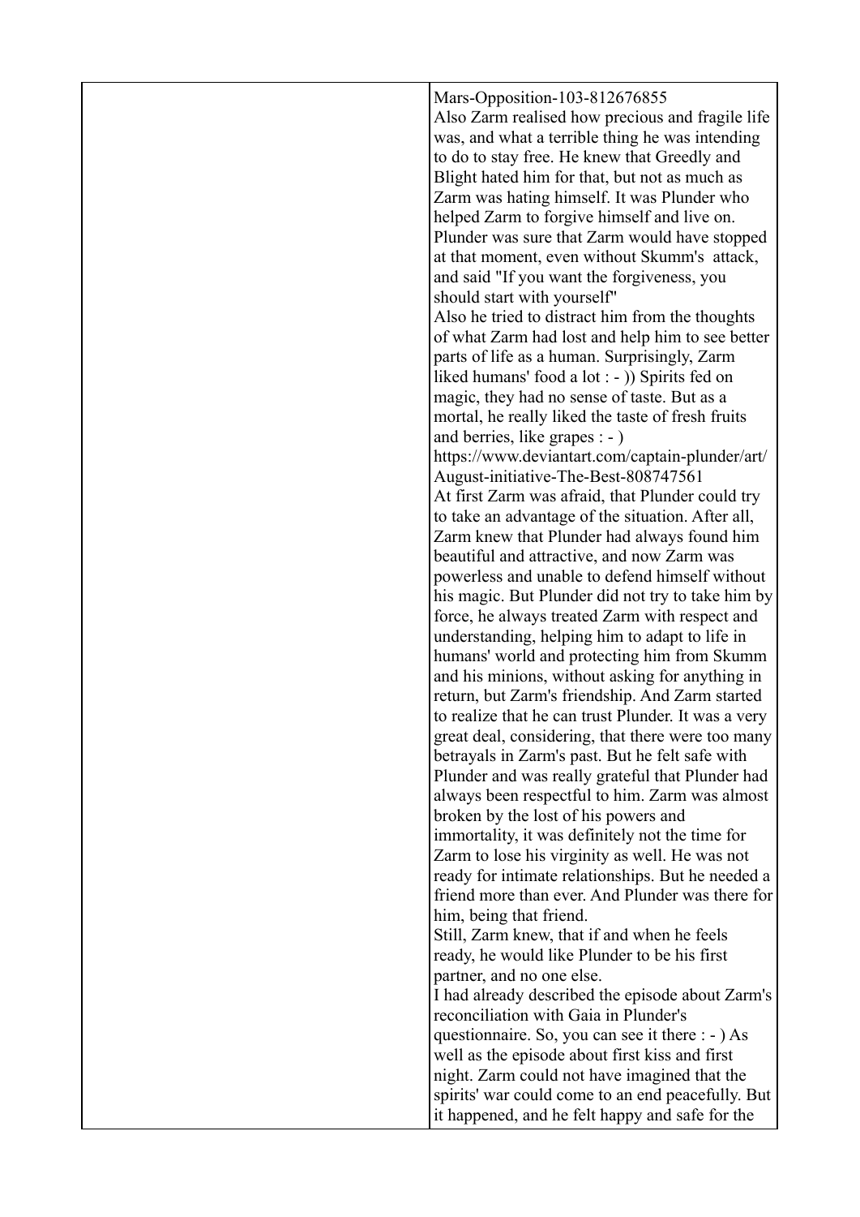| | Mars-Opposition-103-812676855<br>Also Zarm realised how precious and fragile life was, and what a terrible thing he was intending to do to stay free. He knew that Greedly and Blight hated him for that, but not as much as Zarm was hating himself. It was Plunder who helped Zarm to forgive himself and live on. Plunder was sure that Zarm would have stopped at that moment, even without Skumm's attack, and said "If you want the forgiveness, you should start with yourself"<br>Also he tried to distract him from the thoughts of what Zarm had lost and help him to see better parts of life as a human. Surprisingly, Zarm liked humans' food a lot : - )) Spirits fed on magic, they had no sense of taste. But as a mortal, he really liked the taste of fresh fruits and berries, like grapes : - )<br>https://www.deviantart.com/captain-plunder/art/August-initiative-The-Best-808747561<br>At first Zarm was afraid, that Plunder could try to take an advantage of the situation. After all, Zarm knew that Plunder had always found him beautiful and attractive, and now Zarm was powerless and unable to defend himself without his magic. But Plunder did not try to take him by force, he always treated Zarm with respect and understanding, helping him to adapt to life in humans' world and protecting him from Skumm and his minions, without asking for anything in return, but Zarm's friendship. And Zarm started to realize that he can trust Plunder. It was a very great deal, considering, that there were too many betrayals in Zarm's past. But he felt safe with Plunder and was really grateful that Plunder had always been respectful to him. Zarm was almost broken by the lost of his powers and immortality, it was definitely not the time for Zarm to lose his virginity as well. He was not ready for intimate relationships. But he needed a friend more than ever. And Plunder was there for him, being that friend.<br>Still, Zarm knew, that if and when he feels ready, he would like Plunder to be his first partner, and no one else.<br>I had already described the episode about Zarm's reconciliation with Gaia in Plunder's questionnaire. So, you can see it there : - ) As well as the episode about first kiss and first night. Zarm could not have imagined that the spirits' war could come to an end peacefully. But it happened, and he felt happy and safe for the |
|---|---|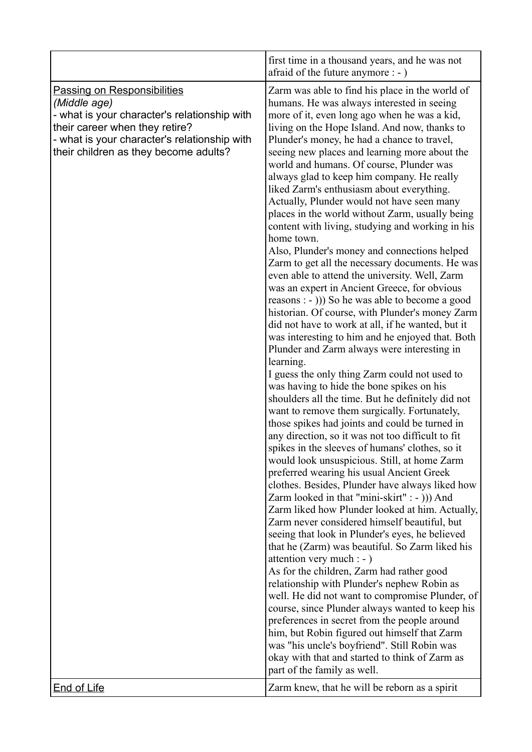| | |
|---|---|
| | first time in a thousand years, and he was not afraid of the future anymore : - ) |
| <u>Passing on Responsibilities</u><br>*(Middle age)*<br>- what is your character's relationship with their career when they retire?<br>- what is your character's relationship with their children as they become adults? | Zarm was able to find his place in the world of humans. He was always interested in seeing more of it, even long ago when he was a kid, living on the Hope Island. And now, thanks to Plunder's money, he had a chance to travel, seeing new places and learning more about the world and humans. Of course, Plunder was always glad to keep him company. He really liked Zarm's enthusiasm about everything. Actually, Plunder would not have seen many places in the world without Zarm, usually being content with living, studying and working in his home town.<br>Also, Plunder's money and connections helped Zarm to get all the necessary documents. He was even able to attend the university. Well, Zarm was an expert in Ancient Greece, for obvious reasons : - ))) So he was able to become a good historian. Of course, with Plunder's money Zarm did not have to work at all, if he wanted, but it was interesting to him and he enjoyed that. Both Plunder and Zarm always were interesting in learning.<br>I guess the only thing Zarm could not used to was having to hide the bone spikes on his shoulders all the time. But he definitely did not want to remove them surgically. Fortunately, those spikes had joints and could be turned in any direction, so it was not too difficult to fit spikes in the sleeves of humans' clothes, so it would look unsuspicious. Still, at home Zarm preferred wearing his usual Ancient Greek clothes. Besides, Plunder have always liked how Zarm looked in that "mini-skirt" : - ))) And Zarm liked how Plunder looked at him. Actually, Zarm never considered himself beautiful, but seeing that look in Plunder's eyes, he believed that he (Zarm) was beautiful. So Zarm liked his attention very much : - )<br>As for the children, Zarm had rather good relationship with Plunder's nephew Robin as well. He did not want to compromise Plunder, of course, since Plunder always wanted to keep his preferences in secret from the people around him, but Robin figured out himself that Zarm was "his uncle's boyfriend". Still Robin was okay with that and started to think of Zarm as part of the family as well. |
| <u>End of Life</u> | Zarm knew, that he will be reborn as a spirit |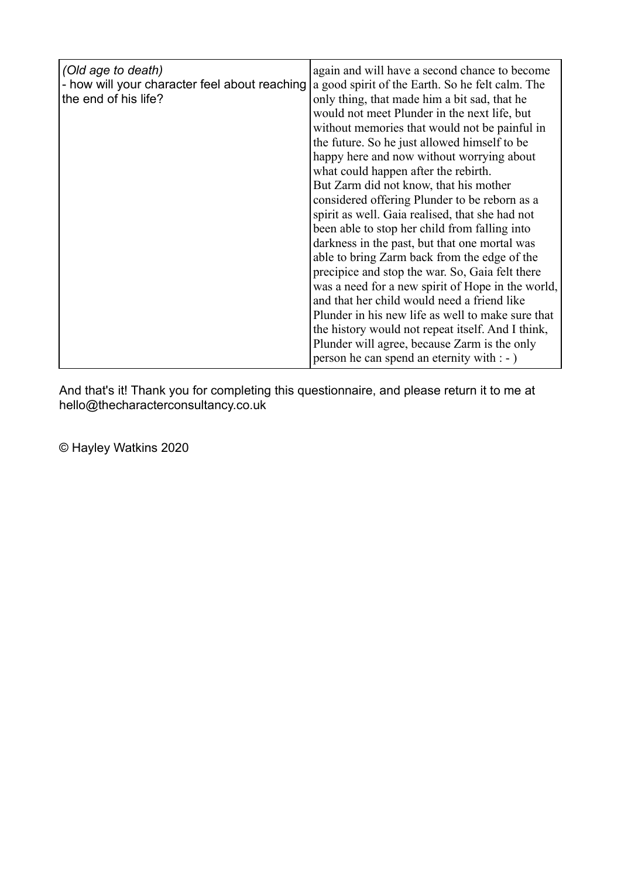| | |
|---|---|
| *(Old age to death)*<br>- how will your character feel about reaching the end of his life? | again and will have a second chance to become a good spirit of the Earth. So he felt calm. The only thing, that made him a bit sad, that he would not meet Plunder in the next life, but without memories that would not be painful in the future. So he just allowed himself to be happy here and now without worrying about what could happen after the rebirth.<br>But Zarm did not know, that his mother considered offering Plunder to be reborn as a spirit as well. Gaia realised, that she had not been able to stop her child from falling into darkness in the past, but that one mortal was able to bring Zarm back from the edge of the precipice and stop the war. So, Gaia felt there was a need for a new spirit of Hope in the world, and that her child would need a friend like Plunder in his new life as well to make sure that the history would not repeat itself. And I think, Plunder will agree, because Zarm is the only person he can spend an eternity with : - ) |

And that's it! Thank you for completing this questionnaire, and please return it to me at hello@thecharacterconsultancy.co.uk

© Hayley Watkins 2020